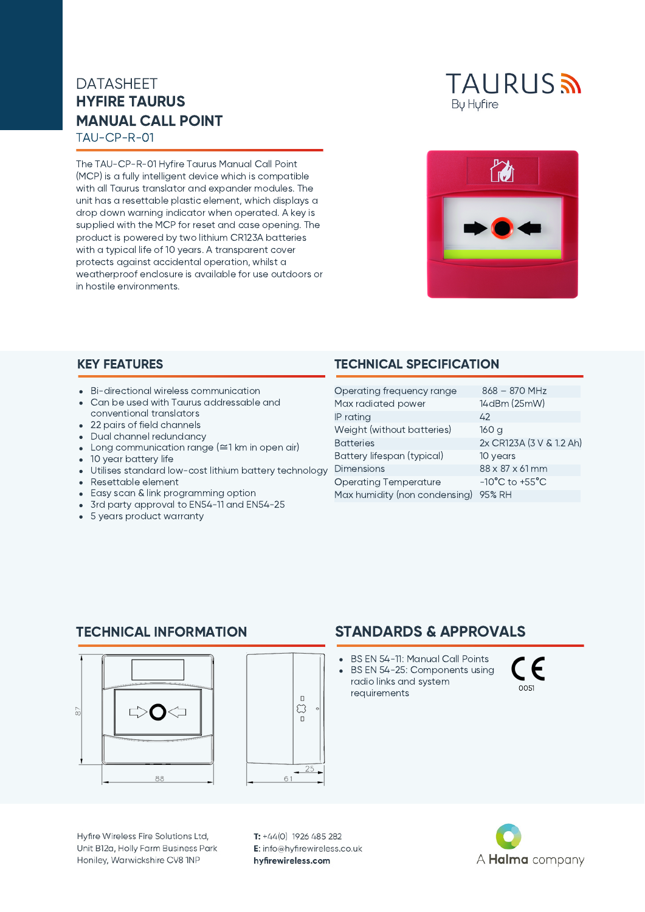# DATASHEET
# HYFIRE TAURUS MANUAL CALL POINT

TAU-CP-R-01

TAURUS By Hyfire

The TAU-CP-R-01 Hyfire Taurus Manual Call Point (MCP) is a fully intelligent device which is compatible with all Taurus translator and expander modules. The unit has a resettable plastic element, which displays a drop down warning indicator when operated. A key is supplied with the MCP for reset and case opening. The product is powered by two lithium CR123A batteries with a typical life of 10 years. A transparent cover protects against accidental operation, whilst a weatherproof enclosure is available for use outdoors or in hostile environments.

## KEY FEATURES

- Bi-directional wireless communication
- Can be used with Taurus addressable and conventional translators
- 22 pairs of field channels
- Dual channel redundancy
- Long communication range (≅1 km in open air)
- 10 year battery life
- Utilises standard low-cost lithium battery technology
- Resettable element
- Easy scan & link programming option
- 3rd party approval to EN54-11 and EN54-25
- 5 years product warranty

## TECHNICAL SPECIFICATION

| | |
|---|---|
| Operating frequency range | 868 – 870 MHz |
| Max radiated power | 14dBm (25mW) |
| IP rating | 42 |
| Weight (without batteries) | 160 g |
| Batteries | 2x CR123A (3 V & 1.2 Ah) |
| Battery lifespan (typical) | 10 years |
| Dimensions | 88 x 87 x 61 mm |
| Operating Temperature | -10°C to +55°C |
| Max humidity (non condensing) | 95% RH |

## TECHNICAL INFORMATION

87

88

25

61

## STANDARDS & APPROVALS

- BS EN 54-11: Manual Call Points
- BS EN 54-25: Components using radio links and system requirements

CE 0051

Hyfire Wireless Fire Solutions Ltd,
Unit B12a, Holly Farm Business Park
Honiley, Warwickshire CV8 1NP

**T:** +44(0) 1926 485 282
**E:** info@hyfirewireless.co.uk
**hyfirewireless.com**

A **Halma** company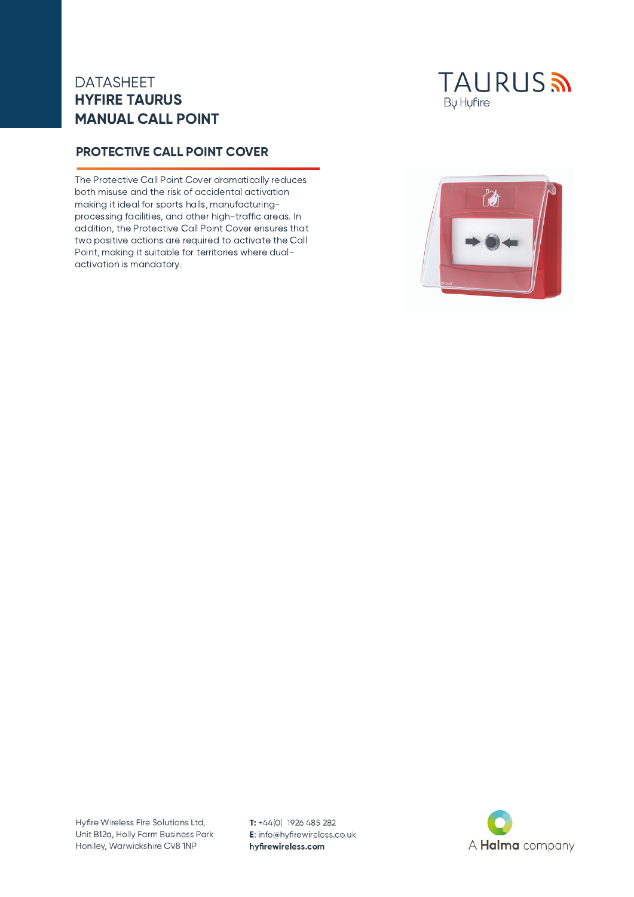DATASHEET
# HYFIRE TAURUS MANUAL CALL POINT

## PROTECTIVE CALL POINT COVER

The Protective Call Point Cover dramatically reduces both misuse and the risk of accidental activation making it ideal for sports halls, manufacturing-processing facilities, and other high-traffic areas. In addition, the Protective Call Point Cover ensures that two positive actions are required to activate the Call Point, making it suitable for territories where dual-activation is mandatory.

Hyfire Wireless Fire Solutions Ltd,
Unit B12a, Holly Farm Business Park
Honiley, Warwickshire CV8 1NP

**T:** +44(0) 1926 485 282
**E:** info@hyfirewireless.co.uk
**hyfirewireless.com**

A **Halma** company